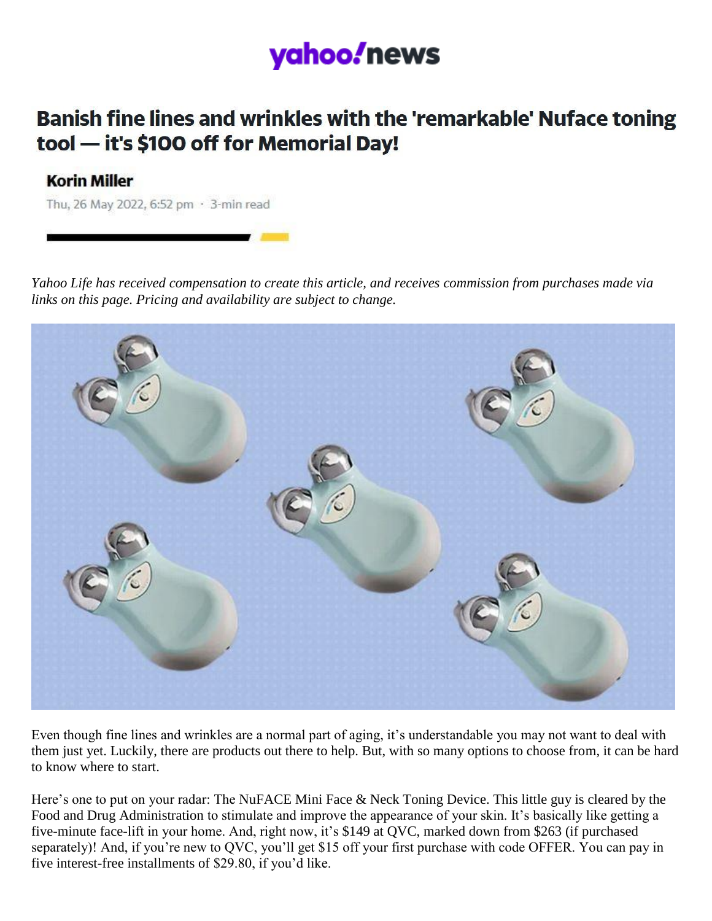yahoo!news

# Banish fine lines and wrinkles with the 'remarkable' Nuface toning tool — it's $100 off for Memorial Day!

**Korin Miller**

Thu, 26 May 2022, 6:52 pm · 3-min read

*Yahoo Life has received compensation to create this article, and receives commission from purchases made via links on this page. Pricing and availability are subject to change.*

Even though fine lines and wrinkles are a normal part of aging, it's understandable you may not want to deal with them just yet. Luckily, there are products out there to help. But, with so many options to choose from, it can be hard to know where to start.

Here's one to put on your radar: The NuFACE Mini Face & Neck Toning Device. This little guy is cleared by the Food and Drug Administration to stimulate and improve the appearance of your skin. It's basically like getting a five-minute face-lift in your home. And, right now, it's $149 at QVC, marked down from $263 (if purchased separately)! And, if you're new to QVC, you'll get $15 off your first purchase with code OFFER. You can pay in five interest-free installments of $29.80, if you'd like.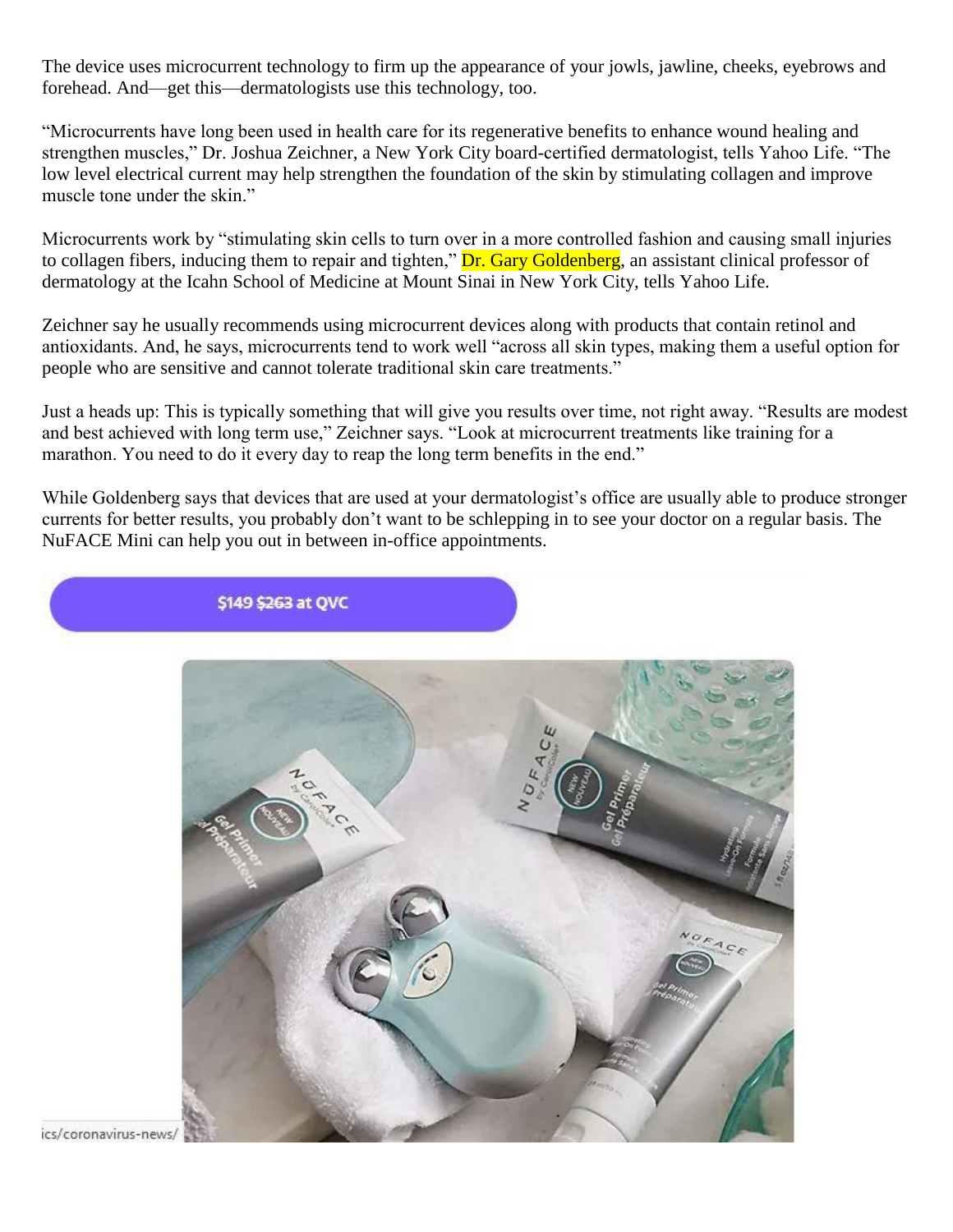The device uses microcurrent technology to firm up the appearance of your jowls, jawline, cheeks, eyebrows and forehead. And—get this—dermatologists use this technology, too.

"Microcurrents have long been used in health care for its regenerative benefits to enhance wound healing and strengthen muscles," Dr. Joshua Zeichner, a New York City board-certified dermatologist, tells Yahoo Life. "The low level electrical current may help strengthen the foundation of the skin by stimulating collagen and improve muscle tone under the skin."

Microcurrents work by "stimulating skin cells to turn over in a more controlled fashion and causing small injuries to collagen fibers, inducing them to repair and tighten," Dr. Gary Goldenberg, an assistant clinical professor of dermatology at the Icahn School of Medicine at Mount Sinai in New York City, tells Yahoo Life.

Zeichner say he usually recommends using microcurrent devices along with products that contain retinol and antioxidants. And, he says, microcurrents tend to work well "across all skin types, making them a useful option for people who are sensitive and cannot tolerate traditional skin care treatments."

Just a heads up: This is typically something that will give you results over time, not right away. "Results are modest and best achieved with long term use," Zeichner says. "Look at microcurrent treatments like training for a marathon. You need to do it every day to reap the long term benefits in the end."

While Goldenberg says that devices that are used at your dermatologist's office are usually able to produce stronger currents for better results, you probably don't want to be schlepping in to see your doctor on a regular basis. The NuFACE Mini can help you out in between in-office appointments.

$149 ~~$263~~ at QVC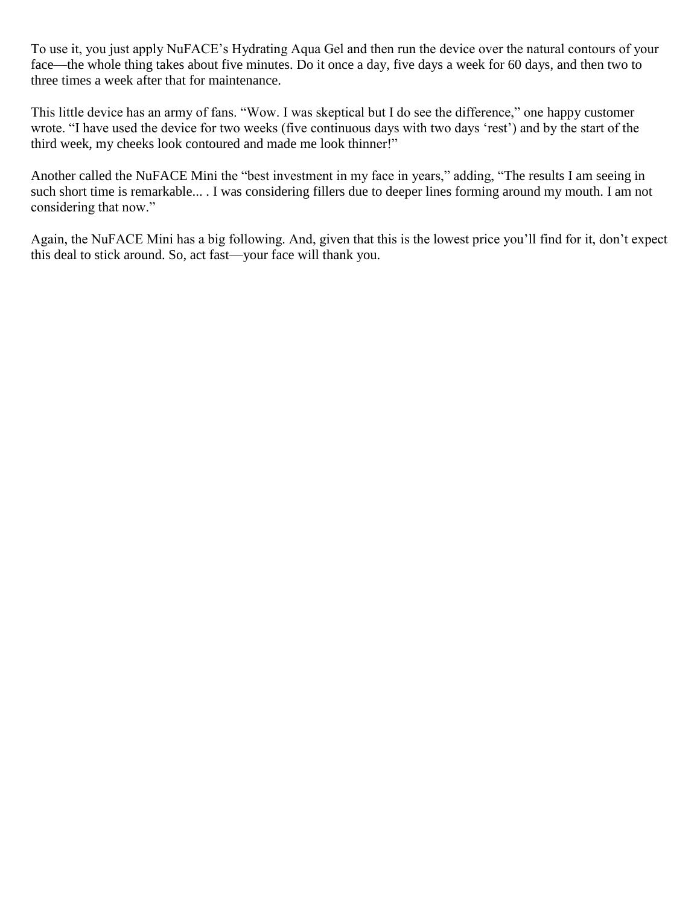To use it, you just apply NuFACE's Hydrating Aqua Gel and then run the device over the natural contours of your face—the whole thing takes about five minutes. Do it once a day, five days a week for 60 days, and then two to three times a week after that for maintenance.

This little device has an army of fans. "Wow. I was skeptical but I do see the difference," one happy customer wrote. "I have used the device for two weeks (five continuous days with two days 'rest') and by the start of the third week, my cheeks look contoured and made me look thinner!"

Another called the NuFACE Mini the "best investment in my face in years," adding, "The results I am seeing in such short time is remarkable... . I was considering fillers due to deeper lines forming around my mouth. I am not considering that now."

Again, the NuFACE Mini has a big following. And, given that this is the lowest price you'll find for it, don't expect this deal to stick around. So, act fast—your face will thank you.